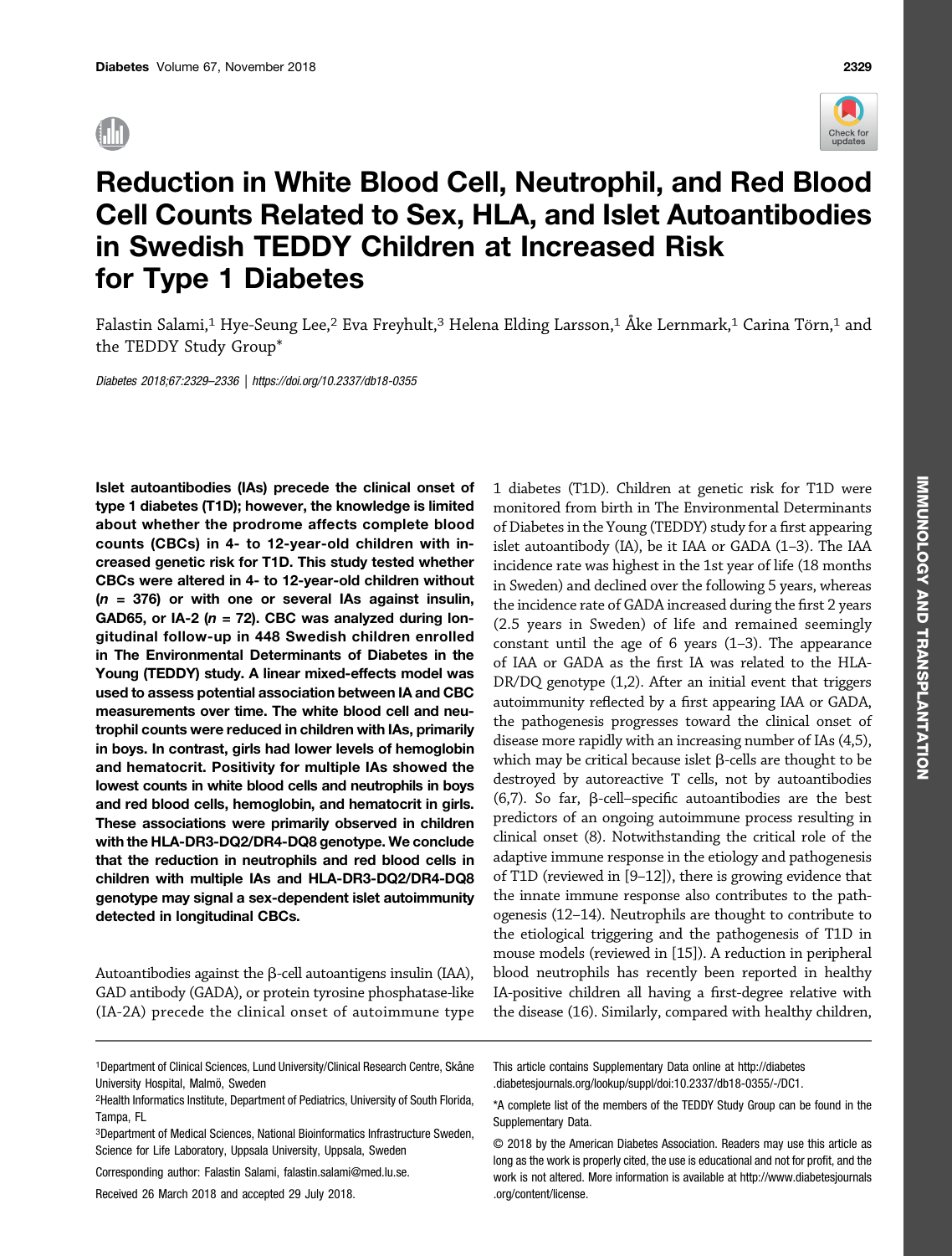# Reduction in White Blood Cell, Neutrophil, and Red Blood Cell Counts Related to Sex, HLA, and Islet Autoantibodies in Swedish TEDDY Children at Increased Risk for Type 1 Diabetes

Falastin Salami,[1] Hye-Seung Lee,[2] Eva Freyhult,[3] Helena Elding Larsson,[1] Åke Lernmark,[1] Carina Törn,[1] and the TEDDY Study Group*

Diabetes 2018;67:2329–2336 | https://doi.org/10.2337/db18-0355

**Islet autoantibodies (IAs) precede the clinical onset of type 1 diabetes (T1D); however, the knowledge is limited about whether the prodrome affects complete blood counts (CBCs) in 4- to 12-year-old children with increased genetic risk for T1D. This study tested whether CBCs were altered in 4- to 12-year-old children without (*n* = 376) or with one or several IAs against insulin, GAD65, or IA-2 (*n* = 72). CBC was analyzed during longitudinal follow-up in 448 Swedish children enrolled in The Environmental Determinants of Diabetes in the Young (TEDDY) study. A linear mixed-effects model was used to assess potential association between IA and CBC measurements over time. The white blood cell and neutrophil counts were reduced in children with IAs, primarily in boys. In contrast, girls had lower levels of hemoglobin and hematocrit. Positivity for multiple IAs showed the lowest counts in white blood cells and neutrophils in boys and red blood cells, hemoglobin, and hematocrit in girls. These associations were primarily observed in children with the HLA-DR3-DQ2/DR4-DQ8 genotype. We conclude that the reduction in neutrophils and red blood cells in children with multiple IAs and HLA-DR3-DQ2/DR4-DQ8 genotype may signal a sex-dependent islet autoimmunity detected in longitudinal CBCs.**

Autoantibodies against the β-cell autoantigens insulin (IAA), GAD antibody (GADA), or protein tyrosine phosphatase-like (IA-2A) precede the clinical onset of autoimmune type 1 diabetes (T1D). Children at genetic risk for T1D were monitored from birth in The Environmental Determinants of Diabetes in the Young (TEDDY) study for a first appearing islet autoantibody (IA), be it IAA or GADA (1–3). The IAA incidence rate was highest in the 1st year of life (18 months in Sweden) and declined over the following 5 years, whereas the incidence rate of GADA increased during the first 2 years (2.5 years in Sweden) of life and remained seemingly constant until the age of 6 years (1–3). The appearance of IAA or GADA as the first IA was related to the HLA-DR/DQ genotype (1,2). After an initial event that triggers autoimmunity reflected by a first appearing IAA or GADA, the pathogenesis progresses toward the clinical onset of disease more rapidly with an increasing number of IAs (4,5), which may be critical because islet β-cells are thought to be destroyed by autoreactive T cells, not by autoantibodies (6,7). So far, β-cell–specific autoantibodies are the best predictors of an ongoing autoimmune process resulting in clinical onset (8). Notwithstanding the critical role of the adaptive immune response in the etiology and pathogenesis of T1D (reviewed in [9–12]), there is growing evidence that the innate immune response also contributes to the pathogenesis (12–14). Neutrophils are thought to contribute to the etiological triggering and the pathogenesis of T1D in mouse models (reviewed in [15]). A reduction in peripheral blood neutrophils has recently been reported in healthy IA-positive children all having a first-degree relative with the disease (16). Similarly, compared with healthy children,

[1]Department of Clinical Sciences, Lund University/Clinical Research Centre, Skåne University Hospital, Malmö, Sweden

[2]Health Informatics Institute, Department of Pediatrics, University of South Florida, Tampa, FL

[3]Department of Medical Sciences, National Bioinformatics Infrastructure Sweden, Science for Life Laboratory, Uppsala University, Uppsala, Sweden

Corresponding author: Falastin Salami, falastin.salami@med.lu.se.

Received 26 March 2018 and accepted 29 July 2018.

This article contains Supplementary Data online at http://diabetes.diabetesjournals.org/lookup/suppl/doi:10.2337/db18-0355/-/DC1.

*A complete list of the members of the TEDDY Study Group can be found in the Supplementary Data.

© 2018 by the American Diabetes Association. Readers may use this article as long as the work is properly cited, the use is educational and not for profit, and the work is not altered. More information is available at http://www.diabetesjournals.org/content/license.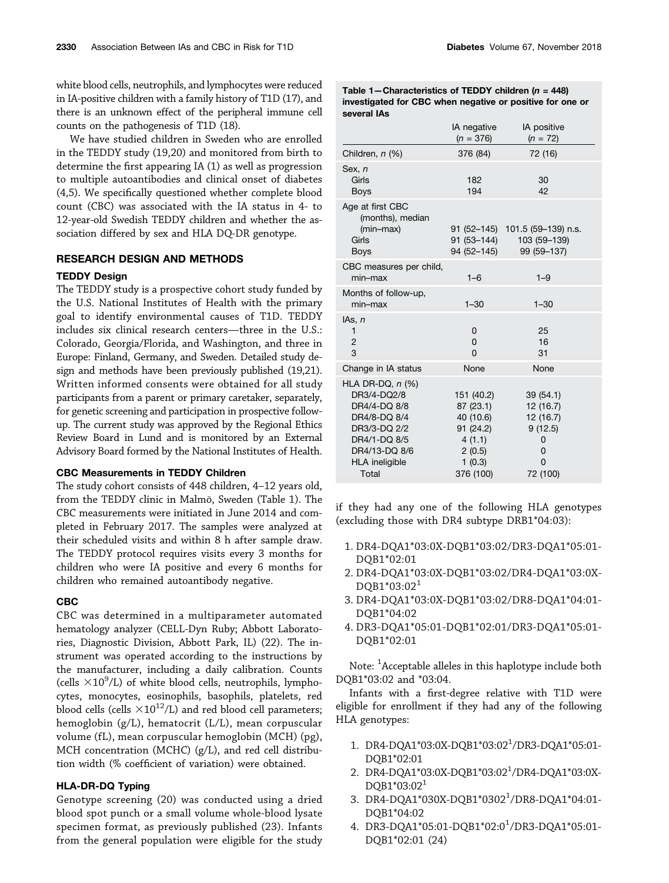white blood cells, neutrophils, and lymphocytes were reduced in IA-positive children with a family history of T1D (17), and there is an unknown effect of the peripheral immune cell counts on the pathogenesis of T1D (18).

We have studied children in Sweden who are enrolled in the TEDDY study (19,20) and monitored from birth to determine the first appearing IA (1) as well as progression to multiple autoantibodies and clinical onset of diabetes (4,5). We specifically questioned whether complete blood count (CBC) was associated with the IA status in 4- to 12-year-old Swedish TEDDY children and whether the association differed by sex and HLA DQ-DR genotype.

## RESEARCH DESIGN AND METHODS

### TEDDY Design

The TEDDY study is a prospective cohort study funded by the U.S. National Institutes of Health with the primary goal to identify environmental causes of T1D. TEDDY includes six clinical research centers—three in the U.S.: Colorado, Georgia/Florida, and Washington, and three in Europe: Finland, Germany, and Sweden. Detailed study design and methods have been previously published (19,21). Written informed consents were obtained for all study participants from a parent or primary caretaker, separately, for genetic screening and participation in prospective follow-up. The current study was approved by the Regional Ethics Review Board in Lund and is monitored by an External Advisory Board formed by the National Institutes of Health.

### CBC Measurements in TEDDY Children

The study cohort consists of 448 children, 4–12 years old, from the TEDDY clinic in Malmö, Sweden (Table 1). The CBC measurements were initiated in June 2014 and completed in February 2017. The samples were analyzed at their scheduled visits and within 8 h after sample draw. The TEDDY protocol requires visits every 3 months for children who were IA positive and every 6 months for children who remained autoantibody negative.

### CBC

CBC was determined in a multiparameter automated hematology analyzer (CELL-Dyn Ruby; Abbott Laboratories, Diagnostic Division, Abbott Park, IL) (22). The instrument was operated according to the instructions by the manufacturer, including a daily calibration. Counts (cells $\times 10^9$/L) of white blood cells, neutrophils, lymphocytes, monocytes, eosinophils, basophils, platelets, red blood cells (cells $\times 10^{12}$/L) and red blood cell parameters; hemoglobin (g/L), hematocrit (L/L), mean corpuscular volume (fL), mean corpuscular hemoglobin (MCH) (pg), MCH concentration (MCHC) (g/L), and red cell distribution width (% coefficient of variation) were obtained.

### HLA-DR-DQ Typing

Genotype screening (20) was conducted using a dried blood spot punch or a small volume whole-blood lysate specimen format, as previously published (23). Infants from the general population were eligible for the study

**Table 1—Characteristics of TEDDY children (*n* = 448) investigated for CBC when negative or positive for one or several IAs**

| | IA negative (*n* = 376) | IA positive (*n* = 72) |
|---|---|---|
| Children, *n* (%) | 376 (84) | 72 (16) |
| Sex, *n* | | |
| Girls | 182 | 30 |
| Boys | 194 | 42 |
| Age at first CBC (months), median (min–max) | 91 (52–145) | 101.5 (59–139) n.s. |
| Girls | 91 (53–144) | 103 (59–139) |
| Boys | 94 (52–145) | 99 (59–137) |
| CBC measures per child, min–max | 1–6 | 1–9 |
| Months of follow-up, min–max | 1–30 | 1–30 |
| IAs, *n* | | |
| 1 | 0 | 25 |
| 2 | 0 | 16 |
| 3 | 0 | 31 |
| Change in IA status | None | None |
| HLA DR-DQ, *n* (%) | | |
| DR3/4-DQ2/8 | 151 (40.2) | 39 (54.1) |
| DR4/4-DQ 8/8 | 87 (23.1) | 12 (16.7) |
| DR4/8-DQ 8/4 | 40 (10.6) | 12 (16.7) |
| DR3/3-DQ 2/2 | 91 (24.2) | 9 (12.5) |
| DR4/1-DQ 8/5 | 4 (1.1) | 0 |
| DR4/13-DQ 8/6 | 2 (0.5) | 0 |
| HLA ineligible | 1 (0.3) | 0 |
| Total | 376 (100) | 72 (100) |

if they had any one of the following HLA genotypes (excluding those with DR4 subtype DRB1*04:03):

1. DR4-DQA1*03:0X-DQB1*03:02/DR3-DQA1*05:01-DQB1*02:01
2. DR4-DQA1*03:0X-DQB1*03:02/DR4-DQA1*03:0X-DQB1*03:02[1]
3. DR4-DQA1*03:0X-DQB1*03:02/DR8-DQA1*04:01-DQB1*04:02
4. DR3-DQA1*05:01-DQB1*02:01/DR3-DQA1*05:01-DQB1*02:01

Note: [1]Acceptable alleles in this haplotype include both DQB1*03:02 and *03:04.

Infants with a first-degree relative with T1D were eligible for enrollment if they had any of the following HLA genotypes:

1. DR4-DQA1*03:0X-DQB1*03:02[1]/DR3-DQA1*05:01-DQB1*02:01
2. DR4-DQA1*03:0X-DQB1*03:02[1]/DR4-DQA1*03:0X-DQB1*03:02[1]
3. DR4-DQA1*030X-DQB1*0302[1]/DR8-DQA1*04:01-DQB1*04:02
4. DR3-DQA1*05:01-DQB1*02:0[1]/DR3-DQA1*05:01-DQB1*02:01 (24)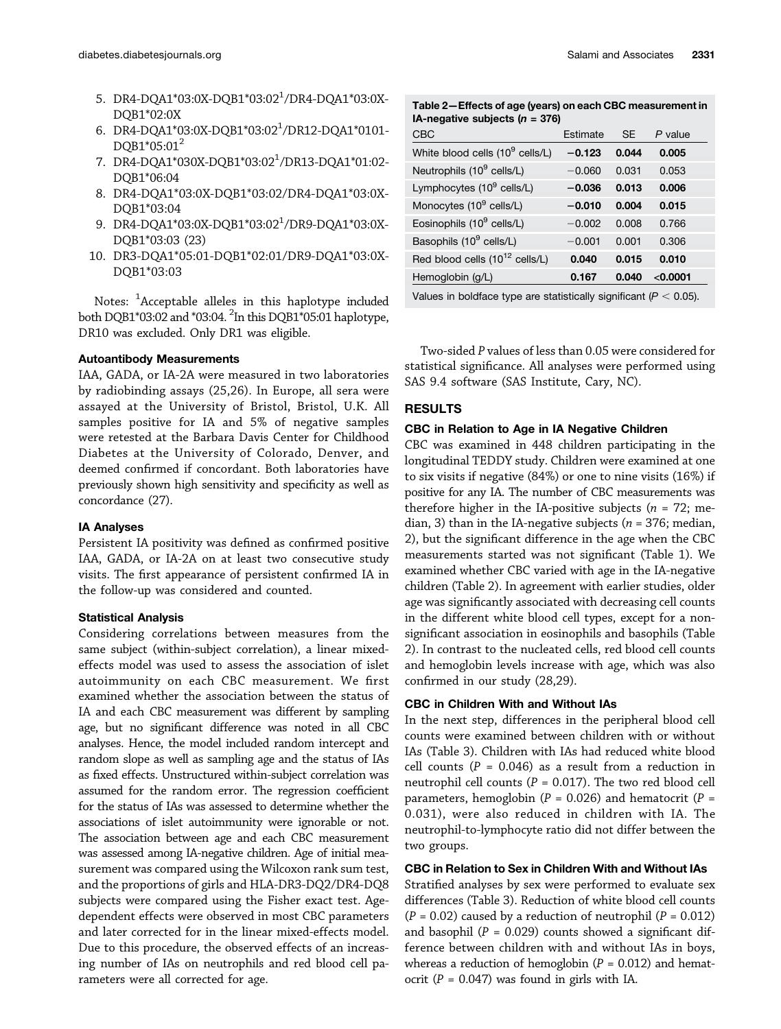5. DR4-DQA1*03:0X-DQB1*03:02[1]/DR4-DQA1*03:0X-DQB1*02:0X
6. DR4-DQA1*03:0X-DQB1*03:02[1]/DR12-DQA1*0101-DQB1*05:01[2]
7. DR4-DQA1*030X-DQB1*03:02[1]/DR13-DQA1*01:02-DQB1*06:04
8. DR4-DQA1*03:0X-DQB1*03:02/DR4-DQA1*03:0X-DQB1*03:04
9. DR4-DQA1*03:0X-DQB1*03:02[1]/DR9-DQA1*03:0X-DQB1*03:03 (23)
10. DR3-DQA1*05:01-DQB1*02:01/DR9-DQA1*03:0X-DQB1*03:03

Notes: [1]Acceptable alleles in this haplotype included both DQB1*03:02 and *03:04. [2]In this DQB1*05:01 haplotype, DR10 was excluded. Only DR1 was eligible.

### Autoantibody Measurements

IAA, GADA, or IA-2A were measured in two laboratories by radiobinding assays (25,26). In Europe, all sera were assayed at the University of Bristol, Bristol, U.K. All samples positive for IA and 5% of negative samples were retested at the Barbara Davis Center for Childhood Diabetes at the University of Colorado, Denver, and deemed confirmed if concordant. Both laboratories have previously shown high sensitivity and specificity as well as concordance (27).

### IA Analyses

Persistent IA positivity was defined as confirmed positive IAA, GADA, or IA-2A on at least two consecutive study visits. The first appearance of persistent confirmed IA in the follow-up was considered and counted.

### Statistical Analysis

Considering correlations between measures from the same subject (within-subject correlation), a linear mixed-effects model was used to assess the association of islet autoimmunity on each CBC measurement. We first examined whether the association between the status of IA and each CBC measurement was different by sampling age, but no significant difference was noted in all CBC analyses. Hence, the model included random intercept and random slope as well as sampling age and the status of IAs as fixed effects. Unstructured within-subject correlation was assumed for the random error. The regression coefficient for the status of IAs was assessed to determine whether the associations of islet autoimmunity were ignorable or not. The association between age and each CBC measurement was assessed among IA-negative children. Age of initial measurement was compared using the Wilcoxon rank sum test, and the proportions of girls and HLA-DR3-DQ2/DR4-DQ8 subjects were compared using the Fisher exact test. Age-dependent effects were observed in most CBC parameters and later corrected for in the linear mixed-effects model. Due to this procedure, the observed effects of an increasing number of IAs on neutrophils and red blood cell parameters were all corrected for age.

**Table 2—Effects of age (years) on each CBC measurement in IA-negative subjects ($n$ = 376)**

| CBC | Estimate | SE | $P$ value |
|---|---|---|---|
| White blood cells ($10^9$ cells/L) | **−0.123** | **0.044** | **0.005** |
| Neutrophils ($10^9$ cells/L) | −0.060 | 0.031 | 0.053 |
| Lymphocytes ($10^9$ cells/L) | **−0.036** | **0.013** | **0.006** |
| Monocytes ($10^9$ cells/L) | **−0.010** | **0.004** | **0.015** |
| Eosinophils ($10^9$ cells/L) | −0.002 | 0.008 | 0.766 |
| Basophils ($10^9$ cells/L) | −0.001 | 0.001 | 0.306 |
| Red blood cells ($10^{12}$ cells/L) | **0.040** | **0.015** | **0.010** |
| Hemoglobin (g/L) | **0.167** | **0.040** | **<0.0001** |

Values in boldface type are statistically significant ($P < 0.05$).

Two-sided $P$ values of less than 0.05 were considered for statistical significance. All analyses were performed using SAS 9.4 software (SAS Institute, Cary, NC).

## RESULTS

### CBC in Relation to Age in IA Negative Children

CBC was examined in 448 children participating in the longitudinal TEDDY study. Children were examined at one to six visits if negative (84%) or one to nine visits (16%) if positive for any IA. The number of CBC measurements was therefore higher in the IA-positive subjects ($n$ = 72; median, 3) than in the IA-negative subjects ($n$ = 376; median, 2), but the significant difference in the age when the CBC measurements started was not significant (Table 1). We examined whether CBC varied with age in the IA-negative children (Table 2). In agreement with earlier studies, older age was significantly associated with decreasing cell counts in the different white blood cell types, except for a non-significant association in eosinophils and basophils (Table 2). In contrast to the nucleated cells, red blood cell counts and hemoglobin levels increase with age, which was also confirmed in our study (28,29).

### CBC in Children With and Without IAs

In the next step, differences in the peripheral blood cell counts were examined between children with or without IAs (Table 3). Children with IAs had reduced white blood cell counts ($P$ = 0.046) as a result from a reduction in neutrophil cell counts ($P$ = 0.017). The two red blood cell parameters, hemoglobin ($P$ = 0.026) and hematocrit ($P$ = 0.031), were also reduced in children with IA. The neutrophil-to-lymphocyte ratio did not differ between the two groups.

### CBC in Relation to Sex in Children With and Without IAs

Stratified analyses by sex were performed to evaluate sex differences (Table 3). Reduction of white blood cell counts ($P$ = 0.02) caused by a reduction of neutrophil ($P$ = 0.012) and basophil ($P$ = 0.029) counts showed a significant difference between children with and without IAs in boys, whereas a reduction of hemoglobin ($P$ = 0.012) and hematocrit ($P$ = 0.047) was found in girls with IA.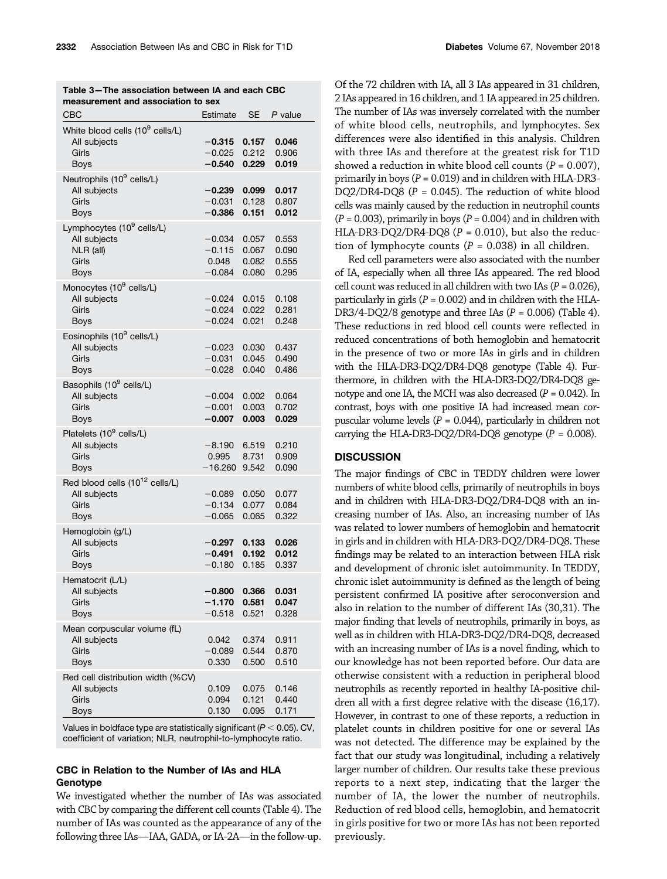**Table 3—The association between IA and each CBC measurement and association to sex**

| CBC | Estimate | SE | P value |
|---|---|---|---|
| White blood cells ($10^9$ cells/L) | | | |
| All subjects | **−0.315** | **0.157** | **0.046** |
| Girls | −0.025 | 0.212 | 0.906 |
| Boys | **−0.540** | **0.229** | **0.019** |
| Neutrophils ($10^9$ cells/L) | | | |
| All subjects | **−0.239** | **0.099** | **0.017** |
| Girls | −0.031 | 0.128 | 0.807 |
| Boys | **−0.386** | **0.151** | **0.012** |
| Lymphocytes ($10^9$ cells/L) | | | |
| All subjects | −0.034 | 0.057 | 0.553 |
| NLR (all) | −0.115 | 0.067 | 0.090 |
| Girls | 0.048 | 0.082 | 0.555 |
| Boys | −0.084 | 0.080 | 0.295 |
| Monocytes ($10^9$ cells/L) | | | |
| All subjects | −0.024 | 0.015 | 0.108 |
| Girls | −0.024 | 0.022 | 0.281 |
| Boys | −0.024 | 0.021 | 0.248 |
| Eosinophils ($10^9$ cells/L) | | | |
| All subjects | −0.023 | 0.030 | 0.437 |
| Girls | −0.031 | 0.045 | 0.490 |
| Boys | −0.028 | 0.040 | 0.486 |
| Basophils ($10^9$ cells/L) | | | |
| All subjects | −0.004 | 0.002 | 0.064 |
| Girls | −0.001 | 0.003 | 0.702 |
| Boys | **−0.007** | **0.003** | **0.029** |
| Platelets ($10^9$ cells/L) | | | |
| All subjects | −8.190 | 6.519 | 0.210 |
| Girls | 0.995 | 8.731 | 0.909 |
| Boys | −16.260 | 9.542 | 0.090 |
| Red blood cells ($10^{12}$ cells/L) | | | |
| All subjects | −0.089 | 0.050 | 0.077 |
| Girls | −0.134 | 0.077 | 0.084 |
| Boys | −0.065 | 0.065 | 0.322 |
| Hemoglobin (g/L) | | | |
| All subjects | **−0.297** | **0.133** | **0.026** |
| Girls | **−0.491** | **0.192** | **0.012** |
| Boys | −0.180 | 0.185 | 0.337 |
| Hematocrit (L/L) | | | |
| All subjects | **−0.800** | **0.366** | **0.031** |
| Girls | **−1.170** | **0.581** | **0.047** |
| Boys | −0.518 | 0.521 | 0.328 |
| Mean corpuscular volume (fL) | | | |
| All subjects | 0.042 | 0.374 | 0.911 |
| Girls | −0.089 | 0.544 | 0.870 |
| Boys | 0.330 | 0.500 | 0.510 |
| Red cell distribution width (%CV) | | | |
| All subjects | 0.109 | 0.075 | 0.146 |
| Girls | 0.094 | 0.121 | 0.440 |
| Boys | 0.130 | 0.095 | 0.171 |

Values in boldface type are statistically significant ($P < 0.05$). CV, coefficient of variation; NLR, neutrophil-to-lymphocyte ratio.

### CBC in Relation to the Number of IAs and HLA Genotype

We investigated whether the number of IAs was associated with CBC by comparing the different cell counts (Table 4). The number of IAs was counted as the appearance of any of the following three IAs—IAA, GADA, or IA-2A—in the follow-up. Of the 72 children with IA, all 3 IAs appeared in 31 children, 2 IAs appeared in 16 children, and 1 IA appeared in 25 children. The number of IAs was inversely correlated with the number of white blood cells, neutrophils, and lymphocytes. Sex differences were also identified in this analysis. Children with three IAs and therefore at the greatest risk for T1D showed a reduction in white blood cell counts ($P = 0.007$), primarily in boys ($P = 0.019$) and in children with HLA-DR3-DQ2/DR4-DQ8 ($P = 0.045$). The reduction of white blood cells was mainly caused by the reduction in neutrophil counts ($P = 0.003$), primarily in boys ($P = 0.004$) and in children with HLA-DR3-DQ2/DR4-DQ8 ($P = 0.010$), but also the reduction of lymphocyte counts ($P = 0.038$) in all children.

Red cell parameters were also associated with the number of IA, especially when all three IAs appeared. The red blood cell count was reduced in all children with two IAs ($P = 0.026$), particularly in girls ($P = 0.002$) and in children with the HLA-DR3/4-DQ2/8 genotype and three IAs ($P = 0.006$) (Table 4). These reductions in red blood cell counts were reflected in reduced concentrations of both hemoglobin and hematocrit in the presence of two or more IAs in girls and in children with the HLA-DR3-DQ2/DR4-DQ8 genotype (Table 4). Furthermore, in children with the HLA-DR3-DQ2/DR4-DQ8 genotype and one IA, the MCH was also decreased ($P = 0.042$). In contrast, boys with one positive IA had increased mean corpuscular volume levels ($P = 0.044$), particularly in children not carrying the HLA-DR3-DQ2/DR4-DQ8 genotype ($P = 0.008$).

## DISCUSSION

The major findings of CBC in TEDDY children were lower numbers of white blood cells, primarily of neutrophils in boys and in children with HLA-DR3-DQ2/DR4-DQ8 with an increasing number of IAs. Also, an increasing number of IAs was related to lower numbers of hemoglobin and hematocrit in girls and in children with HLA-DR3-DQ2/DR4-DQ8. These findings may be related to an interaction between HLA risk and development of chronic islet autoimmunity. In TEDDY, chronic islet autoimmunity is defined as the length of being persistent confirmed IA positive after seroconversion and also in relation to the number of different IAs (30,31). The major finding that levels of neutrophils, primarily in boys, as well as in children with HLA-DR3-DQ2/DR4-DQ8, decreased with an increasing number of IAs is a novel finding, which to our knowledge has not been reported before. Our data are otherwise consistent with a reduction in peripheral blood neutrophils as recently reported in healthy IA-positive children all with a first degree relative with the disease (16,17). However, in contrast to one of these reports, a reduction in platelet counts in children positive for one or several IAs was not detected. The difference may be explained by the fact that our study was longitudinal, including a relatively larger number of children. Our results take these previous reports to a next step, indicating that the larger the number of IA, the lower the number of neutrophils. Reduction of red blood cells, hemoglobin, and hematocrit in girls positive for two or more IAs has not been reported previously.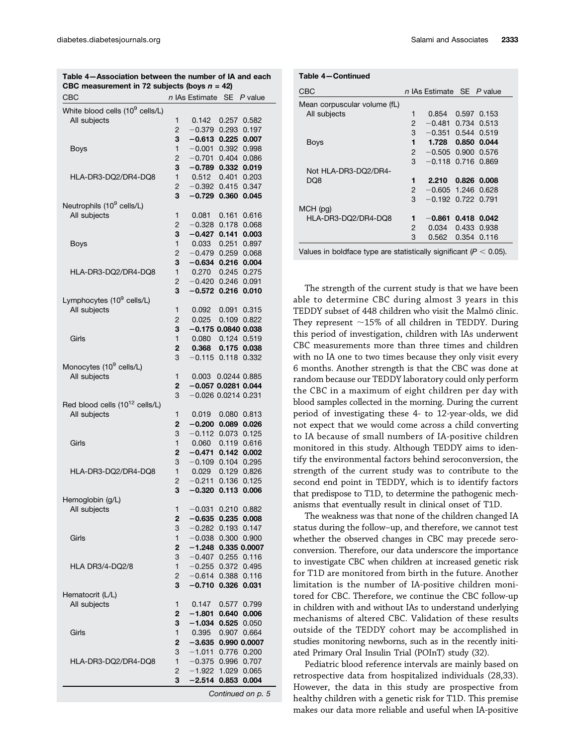**Table 4—Association between the number of IA and each CBC measurement in 72 subjects (boys $n = 42$)**

| CBC | n IAs | Estimate | SE | P value |
|---|---|---|---|---|
| White blood cells ($10^9$ cells/L) | | | | |
| All subjects | 1 | 0.142 | 0.257 | 0.582 |
| | 2 | −0.379 | 0.293 | 0.197 |
| | **3** | **−0.613** | **0.225** | **0.007** |
| Boys | 1 | −0.001 | 0.392 | 0.998 |
| | 2 | −0.701 | 0.404 | 0.086 |
| | **3** | **−0.789** | **0.332** | **0.019** |
| HLA-DR3-DQ2/DR4-DQ8 | 1 | 0.512 | 0.401 | 0.203 |
| | 2 | −0.392 | 0.415 | 0.347 |
| | **3** | **−0.729** | **0.360** | **0.045** |
| Neutrophils ($10^9$ cells/L) | | | | |
| All subjects | 1 | 0.081 | 0.161 | 0.616 |
| | 2 | −0.328 | 0.178 | 0.068 |
| | **3** | **−0.427** | **0.141** | **0.003** |
| Boys | 1 | 0.033 | 0.251 | 0.897 |
| | 2 | −0.479 | 0.259 | 0.068 |
| | **3** | **−0.634** | **0.216** | **0.004** |
| HLA-DR3-DQ2/DR4-DQ8 | 1 | 0.270 | 0.245 | 0.275 |
| | 2 | −0.420 | 0.246 | 0.091 |
| | **3** | **−0.572** | **0.216** | **0.010** |
| Lymphocytes ($10^9$ cells/L) | | | | |
| All subjects | 1 | 0.092 | 0.091 | 0.315 |
| | 2 | 0.025 | 0.109 | 0.822 |
| | **3** | **−0.175** | **0.0840** | **0.038** |
| Girls | 1 | 0.080 | 0.124 | 0.519 |
| | **2** | **0.368** | **0.175** | **0.038** |
| | 3 | −0.115 | 0.118 | 0.332 |
| Monocytes ($10^9$ cells/L) | | | | |
| All subjects | 1 | 0.003 | 0.0244 | 0.885 |
| | **2** | **−0.057** | **0.0281** | **0.044** |
| | 3 | −0.026 | 0.0214 | 0.231 |
| Red blood cells ($10^{12}$ cells/L) | | | | |
| All subjects | 1 | 0.019 | 0.080 | 0.813 |
| | **2** | **−0.200** | **0.089** | **0.026** |
| | 3 | −0.112 | 0.073 | 0.125 |
| Girls | 1 | 0.060 | 0.119 | 0.616 |
| | **2** | **−0.471** | **0.142** | **0.002** |
| | 3 | −0.109 | 0.104 | 0.295 |
| HLA-DR3-DQ2/DR4-DQ8 | 1 | 0.029 | 0.129 | 0.826 |
| | 2 | −0.211 | 0.136 | 0.125 |
| | **3** | **−0.320** | **0.113** | **0.006** |
| Hemoglobin (g/L) | | | | |
| All subjects | 1 | −0.031 | 0.210 | 0.882 |
| | **2** | **−0.635** | **0.235** | **0.008** |
| | 3 | −0.282 | 0.193 | 0.147 |
| Girls | 1 | −0.038 | 0.300 | 0.900 |
| | **2** | **−1.248** | **0.335** | **0.0007** |
| | 3 | −0.407 | 0.255 | 0.116 |
| HLA DR3/4-DQ2/8 | 1 | −0.255 | 0.372 | 0.495 |
| | 2 | −0.614 | 0.388 | 0.116 |
| | **3** | **−0.710** | **0.326** | **0.031** |
| Hematocrit (L/L) | | | | |
| All subjects | 1 | 0.147 | 0.577 | 0.799 |
| | **2** | **−1.801** | **0.640** | **0.006** |
| | **3** | **−1.034** | **0.525** | **0.050** |
| Girls | 1 | 0.395 | 0.907 | 0.664 |
| | **2** | **−3.635** | **0.990** | **0.0007** |
| | 3 | −1.011 | 0.776 | 0.200 |
| HLA-DR3-DQ2/DR4-DQ8 | 1 | −0.375 | 0.996 | 0.707 |
| | 2 | −1.922 | 1.029 | 0.065 |
| | **3** | **−2.514** | **0.853** | **0.004** |
| Mean corpuscular volume (fL) | | | | |
| All subjects | 1 | 0.854 | 0.597 | 0.153 |
| | 2 | −0.481 | 0.734 | 0.513 |
| | 3 | −0.351 | 0.544 | 0.519 |
| Boys | **1** | **1.728** | **0.850** | **0.044** |
| | 2 | −0.505 | 0.900 | 0.576 |
| | 3 | −0.118 | 0.716 | 0.869 |
| Not HLA-DR3-DQ2/DR4-DQ8 | **1** | **2.210** | **0.826** | **0.008** |
| | 2 | −0.605 | 1.246 | 0.628 |
| | 3 | −0.192 | 0.722 | 0.791 |
| MCH (pg) | | | | |
| HLA-DR3-DQ2/DR4-DQ8 | **1** | **−0.861** | **0.418** | **0.042** |
| | 2 | 0.034 | 0.433 | 0.938 |
| | 3 | 0.562 | 0.354 | 0.116 |

Values in boldface type are statistically significant ($P < 0.05$).

The strength of the current study is that we have been able to determine CBC during almost 3 years in this TEDDY subset of 448 children who visit the Malmö clinic. They represent ~15% of all children in TEDDY. During this period of investigation, children with IAs underwent CBC measurements more than three times and children with no IA one to two times because they only visit every 6 months. Another strength is that the CBC was done at random because our TEDDY laboratory could only perform the CBC in a maximum of eight children per day with blood samples collected in the morning. During the current period of investigating these 4- to 12-year-olds, we did not expect that we would come across a child converting to IA because of small numbers of IA-positive children monitored in this study. Although TEDDY aims to identify the environmental factors behind seroconversion, the strength of the current study was to contribute to the second end point in TEDDY, which is to identify factors that predispose to T1D, to determine the pathogenic mechanisms that eventually result in clinical onset of T1D.

The weakness was that none of the children changed IA status during the follow–up, and therefore, we cannot test whether the observed changes in CBC may precede seroconversion. Therefore, our data underscore the importance to investigate CBC when children at increased genetic risk for T1D are monitored from birth in the future. Another limitation is the number of IA-positive children monitored for CBC. Therefore, we continue the CBC follow-up in children with and without IAs to understand underlying mechanisms of altered CBC. Validation of these results outside of the TEDDY cohort may be accomplished in studies monitoring newborns, such as in the recently initiated Primary Oral Insulin Trial (POInT) study (32).

Pediatric blood reference intervals are mainly based on retrospective data from hospitalized individuals (28,33). However, the data in this study are prospective from healthy children with a genetic risk for T1D. This premise makes our data more reliable and useful when IA-positive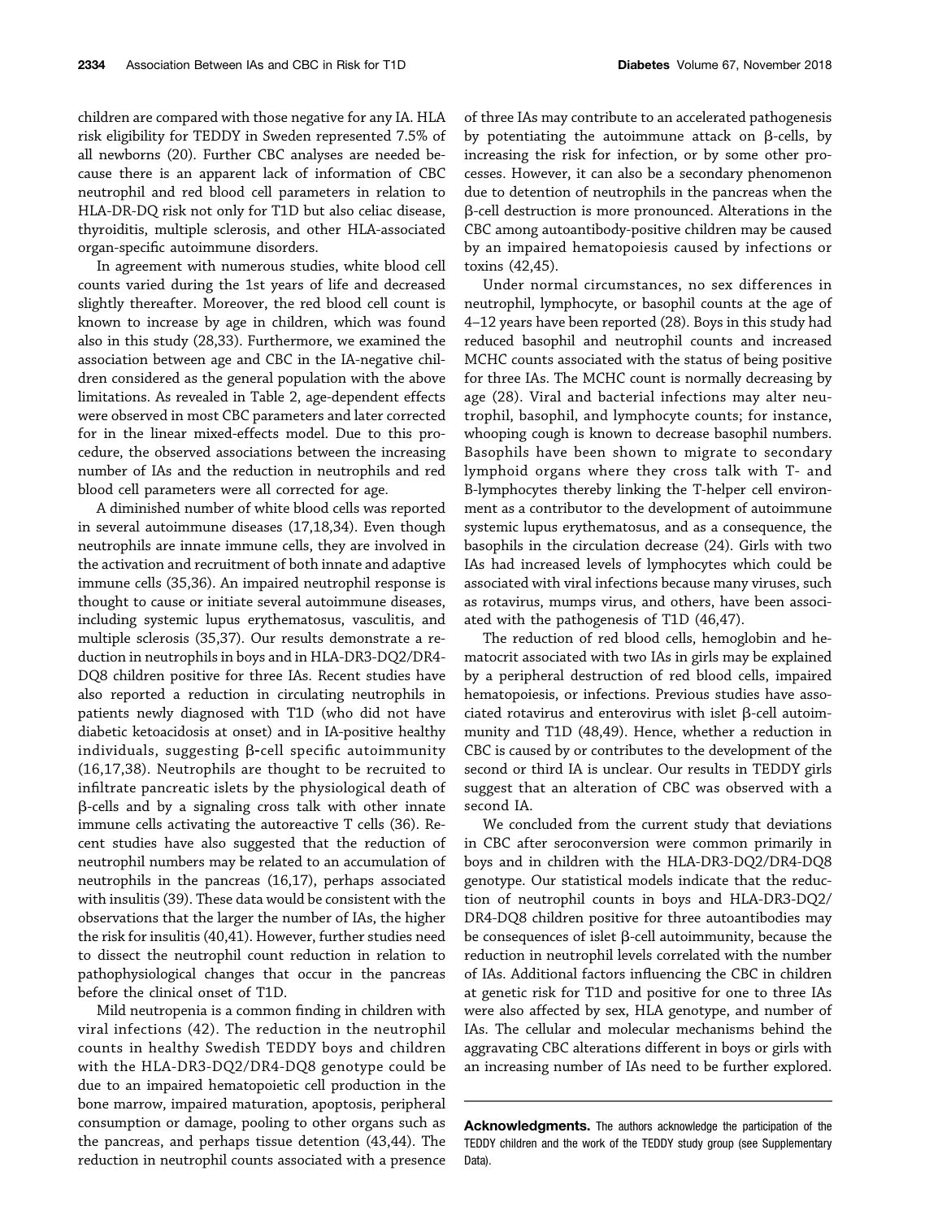children are compared with those negative for any IA. HLA risk eligibility for TEDDY in Sweden represented 7.5% of all newborns (20). Further CBC analyses are needed because there is an apparent lack of information of CBC neutrophil and red blood cell parameters in relation to HLA-DR-DQ risk not only for T1D but also celiac disease, thyroiditis, multiple sclerosis, and other HLA-associated organ-specific autoimmune disorders.

In agreement with numerous studies, white blood cell counts varied during the 1st years of life and decreased slightly thereafter. Moreover, the red blood cell count is known to increase by age in children, which was found also in this study (28,33). Furthermore, we examined the association between age and CBC in the IA-negative children considered as the general population with the above limitations. As revealed in Table 2, age-dependent effects were observed in most CBC parameters and later corrected for in the linear mixed-effects model. Due to this procedure, the observed associations between the increasing number of IAs and the reduction in neutrophils and red blood cell parameters were all corrected for age.

A diminished number of white blood cells was reported in several autoimmune diseases (17,18,34). Even though neutrophils are innate immune cells, they are involved in the activation and recruitment of both innate and adaptive immune cells (35,36). An impaired neutrophil response is thought to cause or initiate several autoimmune diseases, including systemic lupus erythematosus, vasculitis, and multiple sclerosis (35,37). Our results demonstrate a reduction in neutrophils in boys and in HLA-DR3-DQ2/DR4-DQ8 children positive for three IAs. Recent studies have also reported a reduction in circulating neutrophils in patients newly diagnosed with T1D (who did not have diabetic ketoacidosis at onset) and in IA-positive healthy individuals, suggesting β-cell specific autoimmunity (16,17,38). Neutrophils are thought to be recruited to infiltrate pancreatic islets by the physiological death of β-cells and by a signaling cross talk with other innate immune cells activating the autoreactive T cells (36). Recent studies have also suggested that the reduction of neutrophil numbers may be related to an accumulation of neutrophils in the pancreas (16,17), perhaps associated with insulitis (39). These data would be consistent with the observations that the larger the number of IAs, the higher the risk for insulitis (40,41). However, further studies need to dissect the neutrophil count reduction in relation to pathophysiological changes that occur in the pancreas before the clinical onset of T1D.

Mild neutropenia is a common finding in children with viral infections (42). The reduction in the neutrophil counts in healthy Swedish TEDDY boys and children with the HLA-DR3-DQ2/DR4-DQ8 genotype could be due to an impaired hematopoietic cell production in the bone marrow, impaired maturation, apoptosis, peripheral consumption or damage, pooling to other organs such as the pancreas, and perhaps tissue detention (43,44). The reduction in neutrophil counts associated with a presence of three IAs may contribute to an accelerated pathogenesis by potentiating the autoimmune attack on β-cells, by increasing the risk for infection, or by some other processes. However, it can also be a secondary phenomenon due to detention of neutrophils in the pancreas when the β-cell destruction is more pronounced. Alterations in the CBC among autoantibody-positive children may be caused by an impaired hematopoiesis caused by infections or toxins (42,45).

Under normal circumstances, no sex differences in neutrophil, lymphocyte, or basophil counts at the age of 4–12 years have been reported (28). Boys in this study had reduced basophil and neutrophil counts and increased MCHC counts associated with the status of being positive for three IAs. The MCHC count is normally decreasing by age (28). Viral and bacterial infections may alter neutrophil, basophil, and lymphocyte counts; for instance, whooping cough is known to decrease basophil numbers. Basophils have been shown to migrate to secondary lymphoid organs where they cross talk with T- and B-lymphocytes thereby linking the T-helper cell environment as a contributor to the development of autoimmune systemic lupus erythematosus, and as a consequence, the basophils in the circulation decrease (24). Girls with two IAs had increased levels of lymphocytes which could be associated with viral infections because many viruses, such as rotavirus, mumps virus, and others, have been associated with the pathogenesis of T1D (46,47).

The reduction of red blood cells, hemoglobin and hematocrit associated with two IAs in girls may be explained by a peripheral destruction of red blood cells, impaired hematopoiesis, or infections. Previous studies have associated rotavirus and enterovirus with islet β-cell autoimmunity and T1D (48,49). Hence, whether a reduction in CBC is caused by or contributes to the development of the second or third IA is unclear. Our results in TEDDY girls suggest that an alteration of CBC was observed with a second IA.

We concluded from the current study that deviations in CBC after seroconversion were common primarily in boys and in children with the HLA-DR3-DQ2/DR4-DQ8 genotype. Our statistical models indicate that the reduction of neutrophil counts in boys and HLA-DR3-DQ2/DR4-DQ8 children positive for three autoantibodies may be consequences of islet β-cell autoimmunity, because the reduction in neutrophil levels correlated with the number of IAs. Additional factors influencing the CBC in children at genetic risk for T1D and positive for one to three IAs were also affected by sex, HLA genotype, and number of IAs. The cellular and molecular mechanisms behind the aggravating CBC alterations different in boys or girls with an increasing number of IAs need to be further explored.

**Acknowledgments.** The authors acknowledge the participation of the TEDDY children and the work of the TEDDY study group (see Supplementary Data).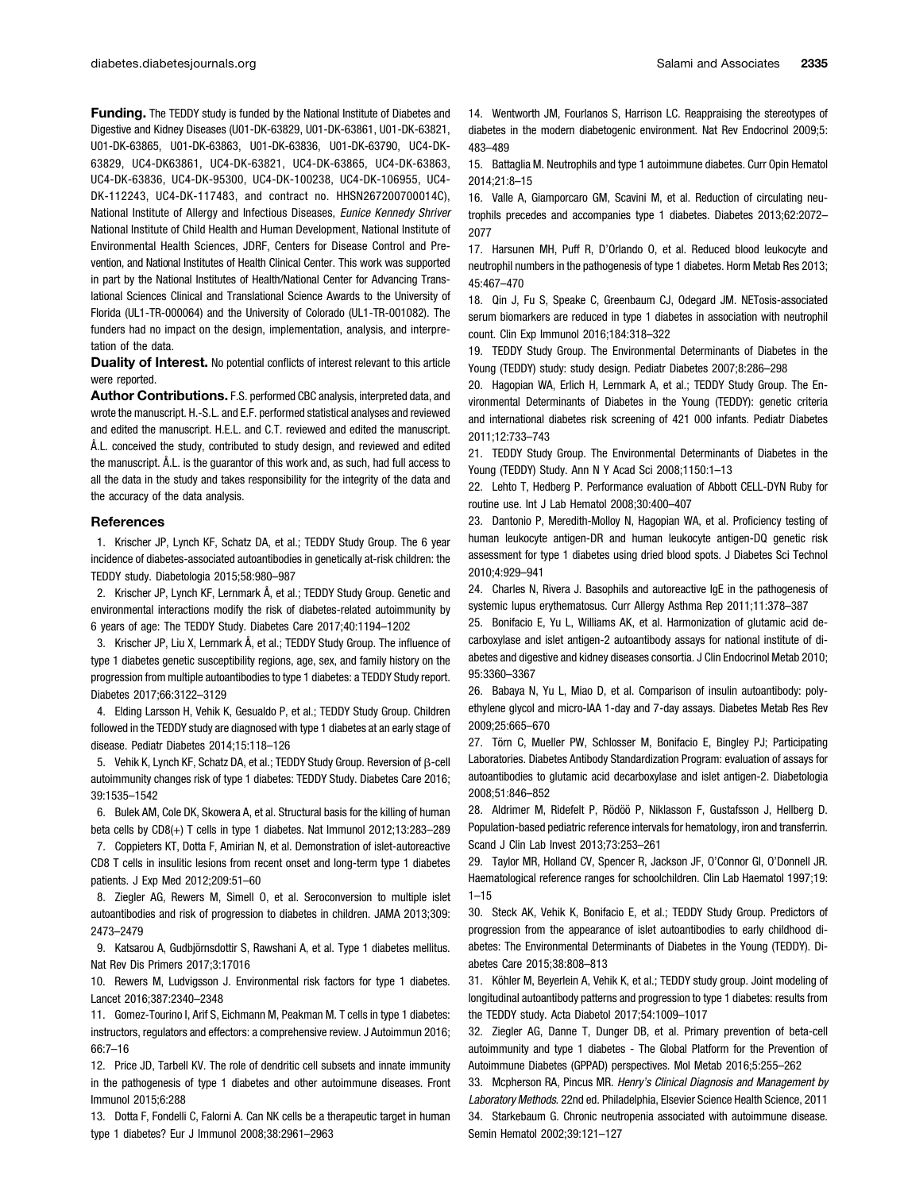**Funding.** The TEDDY study is funded by the National Institute of Diabetes and Digestive and Kidney Diseases (U01-DK-63829, U01-DK-63861, U01-DK-63821, U01-DK-63865, U01-DK-63863, U01-DK-63836, U01-DK-63790, UC4-DK-63829, UC4-DK63861, UC4-DK-63821, UC4-DK-63865, UC4-DK-63863, UC4-DK-63836, UC4-DK-95300, UC4-DK-100238, UC4-DK-106955, UC4-DK-112243, UC4-DK-117483, and contract no. HHSN267200700014C), National Institute of Allergy and Infectious Diseases, *Eunice Kennedy Shriver* National Institute of Child Health and Human Development, National Institute of Environmental Health Sciences, JDRF, Centers for Disease Control and Prevention, and National Institutes of Health Clinical Center. This work was supported in part by the National Institutes of Health/National Center for Advancing Translational Sciences Clinical and Translational Science Awards to the University of Florida (UL1-TR-000064) and the University of Colorado (UL1-TR-001082). The funders had no impact on the design, implementation, analysis, and interpretation of the data.

**Duality of Interest.** No potential conflicts of interest relevant to this article were reported.

**Author Contributions.** F.S. performed CBC analysis, interpreted data, and wrote the manuscript. H.-S.L. and E.F. performed statistical analyses and reviewed and edited the manuscript. H.E.L. and C.T. reviewed and edited the manuscript. Å.L. conceived the study, contributed to study design, and reviewed and edited the manuscript. Å.L. is the guarantor of this work and, as such, had full access to all the data in the study and takes responsibility for the integrity of the data and the accuracy of the data analysis.

## References

1. Krischer JP, Lynch KF, Schatz DA, et al.; TEDDY Study Group. The 6 year incidence of diabetes-associated autoantibodies in genetically at-risk children: the TEDDY study. Diabetologia 2015;58:980–987
2. Krischer JP, Lynch KF, Lernmark Å, et al.; TEDDY Study Group. Genetic and environmental interactions modify the risk of diabetes-related autoimmunity by 6 years of age: The TEDDY Study. Diabetes Care 2017;40:1194–1202
3. Krischer JP, Liu X, Lernmark Å, et al.; TEDDY Study Group. The influence of type 1 diabetes genetic susceptibility regions, age, sex, and family history on the progression from multiple autoantibodies to type 1 diabetes: a TEDDY Study report. Diabetes 2017;66:3122–3129
4. Elding Larsson H, Vehik K, Gesualdo P, et al.; TEDDY Study Group. Children followed in the TEDDY study are diagnosed with type 1 diabetes at an early stage of disease. Pediatr Diabetes 2014;15:118–126
5. Vehik K, Lynch KF, Schatz DA, et al.; TEDDY Study Group. Reversion of β-cell autoimmunity changes risk of type 1 diabetes: TEDDY Study. Diabetes Care 2016; 39:1535–1542
6. Bulek AM, Cole DK, Skowera A, et al. Structural basis for the killing of human beta cells by CD8(+) T cells in type 1 diabetes. Nat Immunol 2012;13:283–289
7. Coppieters KT, Dotta F, Amirian N, et al. Demonstration of islet-autoreactive CD8 T cells in insulitic lesions from recent onset and long-term type 1 diabetes patients. J Exp Med 2012;209:51–60
8. Ziegler AG, Rewers M, Simell O, et al. Seroconversion to multiple islet autoantibodies and risk of progression to diabetes in children. JAMA 2013;309: 2473–2479
9. Katsarou A, Gudbjörnsdottir S, Rawshani A, et al. Type 1 diabetes mellitus. Nat Rev Dis Primers 2017;3:17016
10. Rewers M, Ludvigsson J. Environmental risk factors for type 1 diabetes. Lancet 2016;387:2340–2348
11. Gomez-Tourino I, Arif S, Eichmann M, Peakman M. T cells in type 1 diabetes: instructors, regulators and effectors: a comprehensive review. J Autoimmun 2016; 66:7–16
12. Price JD, Tarbell KV. The role of dendritic cell subsets and innate immunity in the pathogenesis of type 1 diabetes and other autoimmune diseases. Front Immunol 2015;6:288
13. Dotta F, Fondelli C, Falorni A. Can NK cells be a therapeutic target in human type 1 diabetes? Eur J Immunol 2008;38:2961–2963
14. Wentworth JM, Fourlanos S, Harrison LC. Reappraising the stereotypes of diabetes in the modern diabetogenic environment. Nat Rev Endocrinol 2009;5: 483–489
15. Battaglia M. Neutrophils and type 1 autoimmune diabetes. Curr Opin Hematol 2014;21:8–15
16. Valle A, Giamporcaro GM, Scavini M, et al. Reduction of circulating neutrophils precedes and accompanies type 1 diabetes. Diabetes 2013;62:2072–2077
17. Harsunen MH, Puff R, D'Orlando O, et al. Reduced blood leukocyte and neutrophil numbers in the pathogenesis of type 1 diabetes. Horm Metab Res 2013; 45:467–470
18. Qin J, Fu S, Speake C, Greenbaum CJ, Odegard JM. NETosis-associated serum biomarkers are reduced in type 1 diabetes in association with neutrophil count. Clin Exp Immunol 2016;184:318–322
19. TEDDY Study Group. The Environmental Determinants of Diabetes in the Young (TEDDY) study: study design. Pediatr Diabetes 2007;8:286–298
20. Hagopian WA, Erlich H, Lernmark A, et al.; TEDDY Study Group. The Environmental Determinants of Diabetes in the Young (TEDDY): genetic criteria and international diabetes risk screening of 421 000 infants. Pediatr Diabetes 2011;12:733–743
21. TEDDY Study Group. The Environmental Determinants of Diabetes in the Young (TEDDY) Study. Ann N Y Acad Sci 2008;1150:1–13
22. Lehto T, Hedberg P. Performance evaluation of Abbott CELL-DYN Ruby for routine use. Int J Lab Hematol 2008;30:400–407
23. Dantonio P, Meredith-Molloy N, Hagopian WA, et al. Proficiency testing of human leukocyte antigen-DR and human leukocyte antigen-DQ genetic risk assessment for type 1 diabetes using dried blood spots. J Diabetes Sci Technol 2010;4:929–941
24. Charles N, Rivera J. Basophils and autoreactive IgE in the pathogenesis of systemic lupus erythematosus. Curr Allergy Asthma Rep 2011;11:378–387
25. Bonifacio E, Yu L, Williams AK, et al. Harmonization of glutamic acid decarboxylase and islet antigen-2 autoantibody assays for national institute of diabetes and digestive and kidney diseases consortia. J Clin Endocrinol Metab 2010; 95:3360–3367
26. Babaya N, Yu L, Miao D, et al. Comparison of insulin autoantibody: polyethylene glycol and micro-IAA 1-day and 7-day assays. Diabetes Metab Res Rev 2009;25:665–670
27. Törn C, Mueller PW, Schlosser M, Bonifacio E, Bingley PJ; Participating Laboratories. Diabetes Antibody Standardization Program: evaluation of assays for autoantibodies to glutamic acid decarboxylase and islet antigen-2. Diabetologia 2008;51:846–852
28. Aldrimer M, Ridefelt P, Rödöö P, Niklasson F, Gustafsson J, Hellberg D. Population-based pediatric reference intervals for hematology, iron and transferrin. Scand J Clin Lab Invest 2013;73:253–261
29. Taylor MR, Holland CV, Spencer R, Jackson JF, O'Connor GI, O'Donnell JR. Haematological reference ranges for schoolchildren. Clin Lab Haematol 1997;19: 1–15
30. Steck AK, Vehik K, Bonifacio E, et al.; TEDDY Study Group. Predictors of progression from the appearance of islet autoantibodies to early childhood diabetes: The Environmental Determinants of Diabetes in the Young (TEDDY). Diabetes Care 2015;38:808–813
31. Köhler M, Beyerlein A, Vehik K, et al.; TEDDY study group. Joint modeling of longitudinal autoantibody patterns and progression to type 1 diabetes: results from the TEDDY study. Acta Diabetol 2017;54:1009–1017
32. Ziegler AG, Danne T, Dunger DB, et al. Primary prevention of beta-cell autoimmunity and type 1 diabetes - The Global Platform for the Prevention of Autoimmune Diabetes (GPPAD) perspectives. Mol Metab 2016;5:255–262
33. Mcpherson RA, Pincus MR. *Henry's Clinical Diagnosis and Management by Laboratory Methods*. 22nd ed. Philadelphia, Elsevier Science Health Science, 2011
34. Starkebaum G. Chronic neutropenia associated with autoimmune disease. Semin Hematol 2002;39:121–127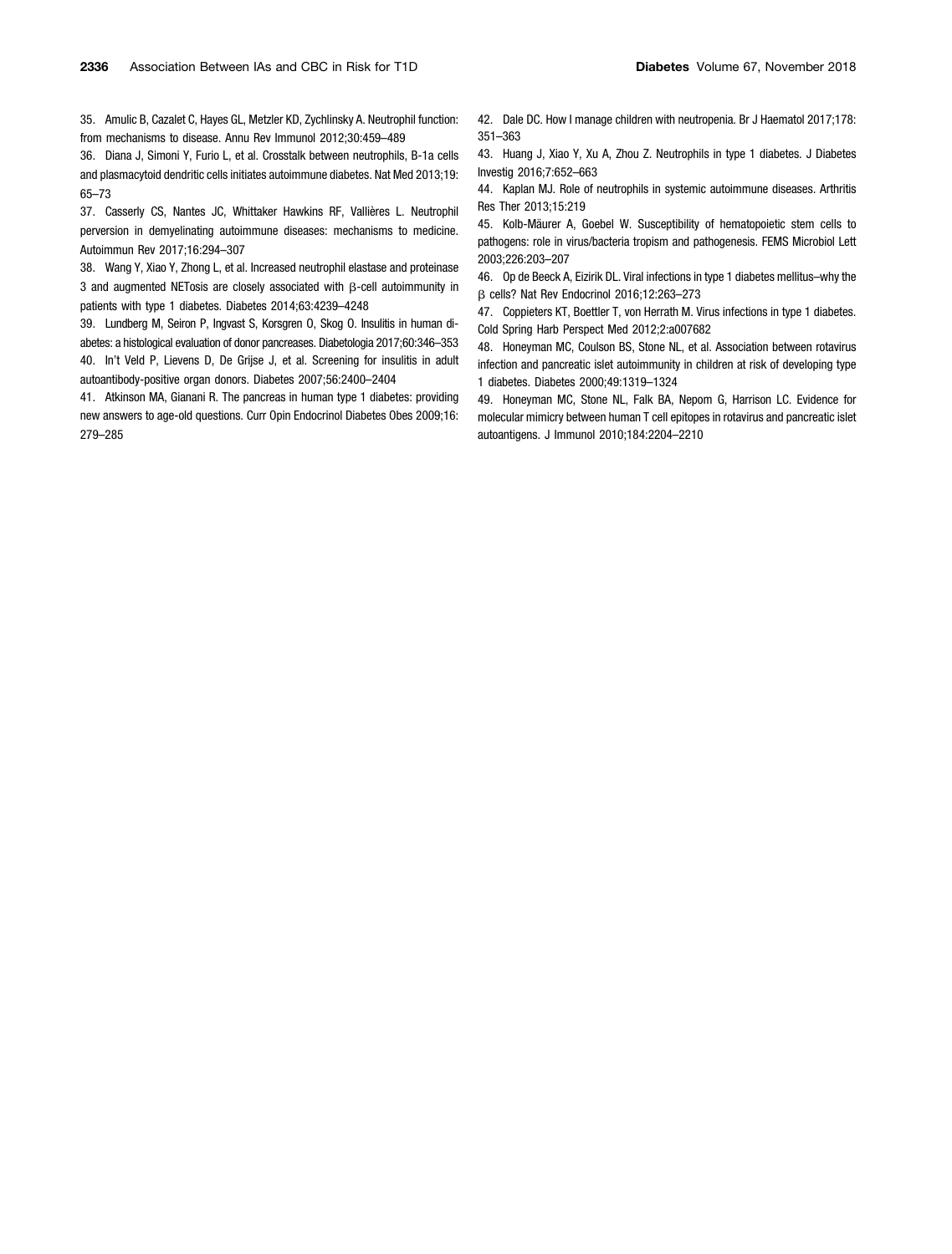35. Amulic B, Cazalet C, Hayes GL, Metzler KD, Zychlinsky A. Neutrophil function: from mechanisms to disease. Annu Rev Immunol 2012;30:459–489

36. Diana J, Simoni Y, Furio L, et al. Crosstalk between neutrophils, B-1a cells and plasmacytoid dendritic cells initiates autoimmune diabetes. Nat Med 2013;19:65–73

37. Casserly CS, Nantes JC, Whittaker Hawkins RF, Vallières L. Neutrophil perversion in demyelinating autoimmune diseases: mechanisms to medicine. Autoimmun Rev 2017;16:294–307

38. Wang Y, Xiao Y, Zhong L, et al. Increased neutrophil elastase and proteinase 3 and augmented NETosis are closely associated with β-cell autoimmunity in patients with type 1 diabetes. Diabetes 2014;63:4239–4248

39. Lundberg M, Seiron P, Ingvast S, Korsgren O, Skog O. Insulitis in human diabetes: a histological evaluation of donor pancreases. Diabetologia 2017;60:346–353

40. In't Veld P, Lievens D, De Grijse J, et al. Screening for insulitis in adult autoantibody-positive organ donors. Diabetes 2007;56:2400–2404

41. Atkinson MA, Gianani R. The pancreas in human type 1 diabetes: providing new answers to age-old questions. Curr Opin Endocrinol Diabetes Obes 2009;16:279–285

42. Dale DC. How I manage children with neutropenia. Br J Haematol 2017;178:351–363

43. Huang J, Xiao Y, Xu A, Zhou Z. Neutrophils in type 1 diabetes. J Diabetes Investig 2016;7:652–663

44. Kaplan MJ. Role of neutrophils in systemic autoimmune diseases. Arthritis Res Ther 2013;15:219

45. Kolb-Mäurer A, Goebel W. Susceptibility of hematopoietic stem cells to pathogens: role in virus/bacteria tropism and pathogenesis. FEMS Microbiol Lett 2003;226:203–207

46. Op de Beeck A, Eizirik DL. Viral infections in type 1 diabetes mellitus–why the β cells? Nat Rev Endocrinol 2016;12:263–273

47. Coppieters KT, Boettler T, von Herrath M. Virus infections in type 1 diabetes. Cold Spring Harb Perspect Med 2012;2:a007682

48. Honeyman MC, Coulson BS, Stone NL, et al. Association between rotavirus infection and pancreatic islet autoimmunity in children at risk of developing type 1 diabetes. Diabetes 2000;49:1319–1324

49. Honeyman MC, Stone NL, Falk BA, Nepom G, Harrison LC. Evidence for molecular mimicry between human T cell epitopes in rotavirus and pancreatic islet autoantigens. J Immunol 2010;184:2204–2210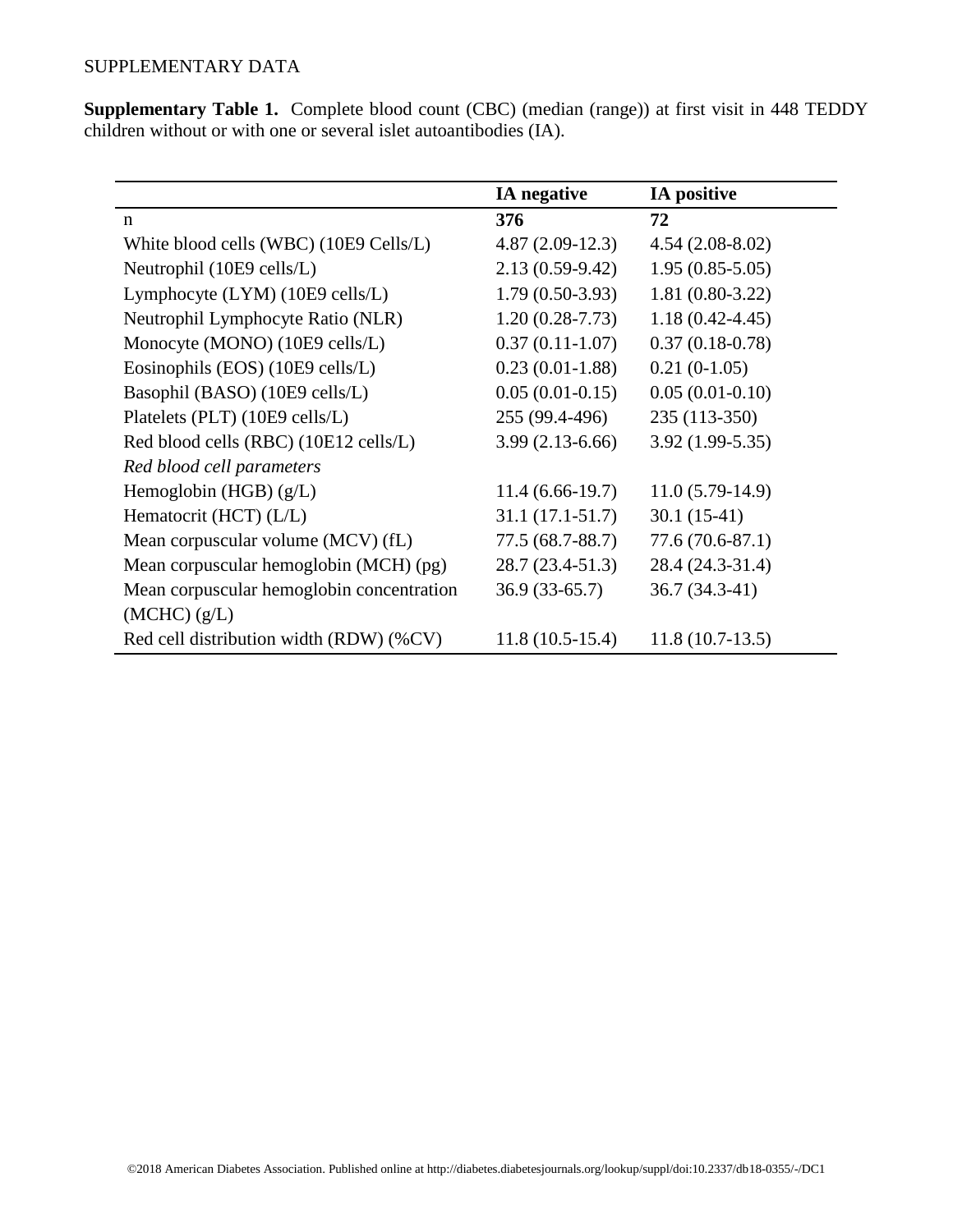SUPPLEMENTARY DATA

**Supplementary Table 1.** Complete blood count (CBC) (median (range)) at first visit in 448 TEDDY children without or with one or several islet autoantibodies (IA).

| | **IA negative** | **IA positive** |
|---|---|---|
| n | **376** | **72** |
| White blood cells (WBC) (10E9 Cells/L) | 4.87 (2.09-12.3) | 4.54 (2.08-8.02) |
| Neutrophil (10E9 cells/L) | 2.13 (0.59-9.42) | 1.95 (0.85-5.05) |
| Lymphocyte (LYM) (10E9 cells/L) | 1.79 (0.50-3.93) | 1.81 (0.80-3.22) |
| Neutrophil Lymphocyte Ratio (NLR) | 1.20 (0.28-7.73) | 1.18 (0.42-4.45) |
| Monocyte (MONO) (10E9 cells/L) | 0.37 (0.11-1.07) | 0.37 (0.18-0.78) |
| Eosinophils (EOS) (10E9 cells/L) | 0.23 (0.01-1.88) | 0.21 (0-1.05) |
| Basophil (BASO) (10E9 cells/L) | 0.05 (0.01-0.15) | 0.05 (0.01-0.10) |
| Platelets (PLT) (10E9 cells/L) | 255 (99.4-496) | 235 (113-350) |
| Red blood cells (RBC) (10E12 cells/L) | 3.99 (2.13-6.66) | 3.92 (1.99-5.35) |
| *Red blood cell parameters* | | |
| Hemoglobin (HGB) (g/L) | 11.4 (6.66-19.7) | 11.0 (5.79-14.9) |
| Hematocrit (HCT) (L/L) | 31.1 (17.1-51.7) | 30.1 (15-41) |
| Mean corpuscular volume (MCV) (fL) | 77.5 (68.7-88.7) | 77.6 (70.6-87.1) |
| Mean corpuscular hemoglobin (MCH) (pg) | 28.7 (23.4-51.3) | 28.4 (24.3-31.4) |
| Mean corpuscular hemoglobin concentration (MCHC) (g/L) | 36.9 (33-65.7) | 36.7 (34.3-41) |
| Red cell distribution width (RDW) (%CV) | 11.8 (10.5-15.4) | 11.8 (10.7-13.5) |

©2018 American Diabetes Association. Published online at http://diabetes.diabetesjournals.org/lookup/suppl/doi:10.2337/db18-0355/-/DC1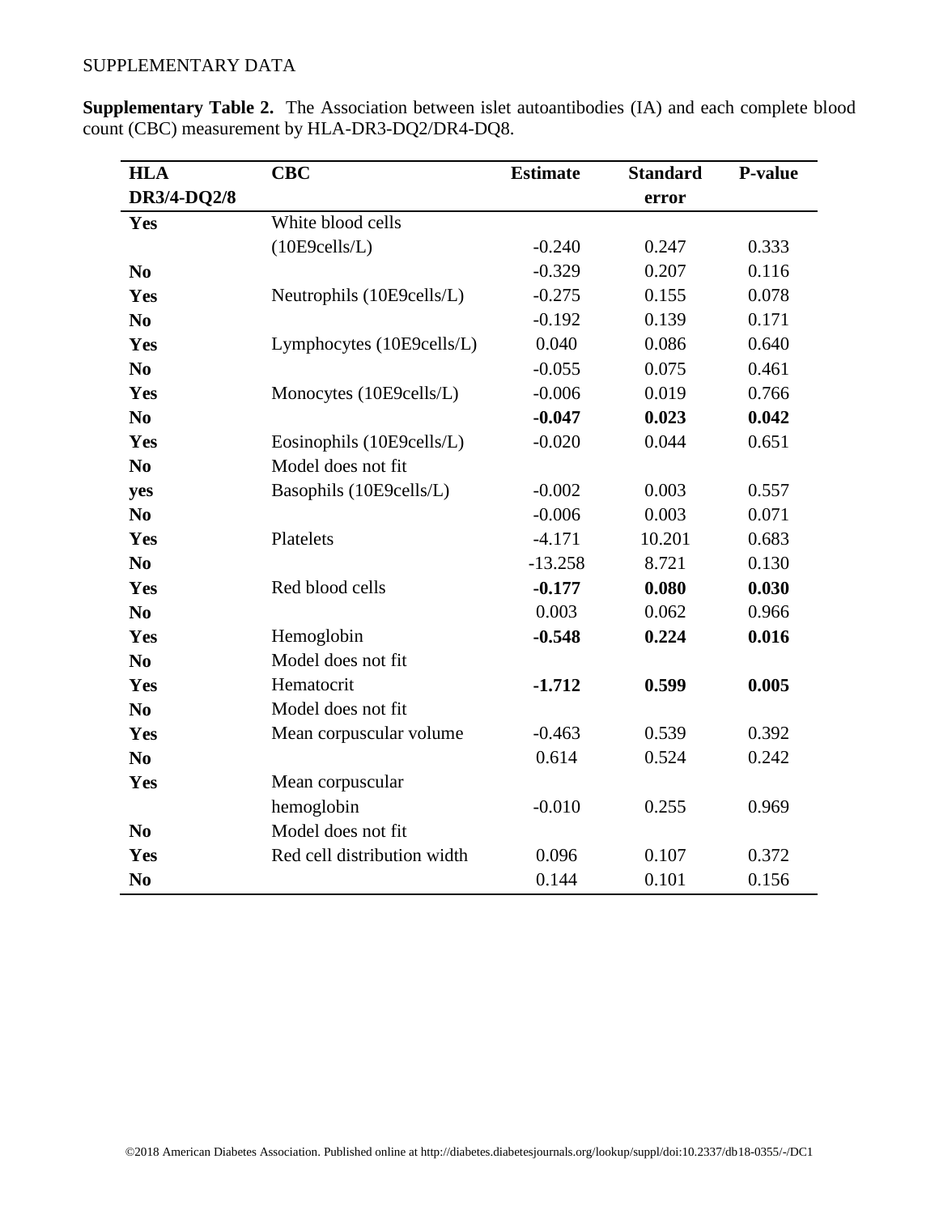SUPPLEMENTARY DATA

**Supplementary Table 2.** The Association between islet autoantibodies (IA) and each complete blood count (CBC) measurement by HLA-DR3-DQ2/DR4-DQ8.

| HLA DR3/4-DQ2/8 | CBC | Estimate | Standard error | P-value |
|---|---|---|---|---|
| **Yes** | White blood cells (10E9cells/L) | -0.240 | 0.247 | 0.333 |
| **No** | | -0.329 | 0.207 | 0.116 |
| **Yes** | Neutrophils (10E9cells/L) | -0.275 | 0.155 | 0.078 |
| **No** | | -0.192 | 0.139 | 0.171 |
| **Yes** | Lymphocytes (10E9cells/L) | 0.040 | 0.086 | 0.640 |
| **No** | | -0.055 | 0.075 | 0.461 |
| **Yes** | Monocytes (10E9cells/L) | -0.006 | 0.019 | 0.766 |
| **No** | | **-0.047** | **0.023** | **0.042** |
| **Yes** | Eosinophils (10E9cells/L) | -0.020 | 0.044 | 0.651 |
| **No** | Model does not fit | | | |
| **yes** | Basophils (10E9cells/L) | -0.002 | 0.003 | 0.557 |
| **No** | | -0.006 | 0.003 | 0.071 |
| **Yes** | Platelets | -4.171 | 10.201 | 0.683 |
| **No** | | -13.258 | 8.721 | 0.130 |
| **Yes** | Red blood cells | **-0.177** | **0.080** | **0.030** |
| **No** | | 0.003 | 0.062 | 0.966 |
| **Yes** | Hemoglobin | **-0.548** | **0.224** | **0.016** |
| **No** | Model does not fit | | | |
| **Yes** | Hematocrit | **-1.712** | **0.599** | **0.005** |
| **No** | Model does not fit | | | |
| **Yes** | Mean corpuscular volume | -0.463 | 0.539 | 0.392 |
| **No** | | 0.614 | 0.524 | 0.242 |
| **Yes** | Mean corpuscular hemoglobin | -0.010 | 0.255 | 0.969 |
| **No** | Model does not fit | | | |
| **Yes** | Red cell distribution width | 0.096 | 0.107 | 0.372 |
| **No** | | 0.144 | 0.101 | 0.156 |

©2018 American Diabetes Association. Published online at http://diabetes.diabetesjournals.org/lookup/suppl/doi:10.2337/db18-0355/-/DC1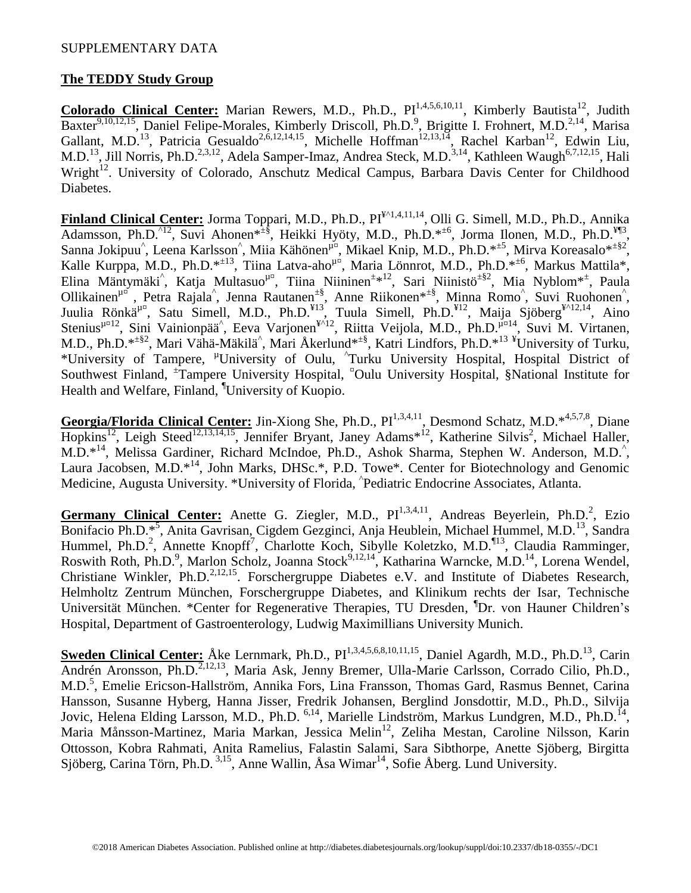SUPPLEMENTARY DATA

## The TEDDY Study Group

**Colorado Clinical Center:** Marian Rewers, M.D., Ph.D., PI[1,4,5,6,10,11], Kimberly Bautista[12], Judith Baxter[9,10,12,15], Daniel Felipe-Morales, Kimberly Driscoll, Ph.D.[9], Brigitte I. Frohnert, M.D.[2,14], Marisa Gallant, M.D.[13], Patricia Gesualdo[2,6,12,14,15], Michelle Hoffman[12,13,14], Rachel Karban[12], Edwin Liu, M.D.[13], Jill Norris, Ph.D.[2,3,12], Adela Samper-Imaz, Andrea Steck, M.D.[3,14], Kathleen Waugh[6,7,12,15], Hali Wright[12]. University of Colorado, Anschutz Medical Campus, Barbara Davis Center for Childhood Diabetes.

**Finland Clinical Center:** Jorma Toppari, M.D., Ph.D., PI[¥^1,4,11,14], Olli G. Simell, M.D., Ph.D., Annika Adamsson, Ph.D.[^12], Suvi Ahonen*[±§], Heikki Hyöty, M.D., Ph.D.*[±6], Jorma Ilonen, M.D., Ph.D.[¥¶3], Sanna Jokipuu[^], Leena Karlsson[^], Miia Kähönen[µ¤], Mikael Knip, M.D., Ph.D.*[±5], Mirva Koreasalo*[±§2], Kalle Kurppa, M.D., Ph.D.*[±13], Tiina Latva-aho[µ¤], Maria Lönnrot, M.D., Ph.D.*[±6], Markus Mattila*, Elina Mäntymäki[^], Katja Multasuo[µ¤], Tiina Niininen[±]*[12], Sari Niinistö[±§2], Mia Nyblom*[±], Paula Ollikainen[µ¤], Petra Rajala[^], Jenna Rautanen[±§], Anne Riikonen*[±§], Minna Romo[^], Suvi Ruohonen[^], Juulia Rönkä[µ¤], Satu Simell, M.D., Ph.D.[¥13], Tuula Simell, Ph.D.[¥12], Maija Sjöberg[¥^12,14], Aino Stenius[µ¤12], Sini Vainionpää[^], Eeva Varjonen[¥^12], Riitta Veijola, M.D., Ph.D.[µ¤14], Suvi M. Virtanen, M.D., Ph.D.*[±§2], Mari Vähä-Mäkilä[^], Mari Åkerlund*[±§], Katri Lindfors, Ph.D.*[13] [¥]University of Turku, *University of Tampere, [µ]University of Oulu, [^]Turku University Hospital, Hospital District of Southwest Finland, [±]Tampere University Hospital, [¤]Oulu University Hospital, §National Institute for Health and Welfare, Finland, [¶]University of Kuopio.

**Georgia/Florida Clinical Center:** Jin-Xiong She, Ph.D., PI[1,3,4,11], Desmond Schatz, M.D.*[4,5,7,8], Diane Hopkins[12], Leigh Steed[12,13,14,15], Jennifer Bryant, Janey Adams*[12], Katherine Silvis[2], Michael Haller, M.D.*[14], Melissa Gardiner, Richard McIndoe, Ph.D., Ashok Sharma, Stephen W. Anderson, M.D.[^], Laura Jacobsen, M.D.*[14], John Marks, DHSc.*, P.D. Towe*. Center for Biotechnology and Genomic Medicine, Augusta University. *University of Florida, [^]Pediatric Endocrine Associates, Atlanta.

**Germany Clinical Center:** Anette G. Ziegler, M.D., PI[1,3,4,11], Andreas Beyerlein, Ph.D.[2], Ezio Bonifacio Ph.D.*[5], Anita Gavrisan, Cigdem Gezginci, Anja Heublein, Michael Hummel, M.D.[13], Sandra Hummel, Ph.D.[2], Annette Knopff[7], Charlotte Koch, Sibylle Koletzko, M.D.[¶13], Claudia Ramminger, Roswith Roth, Ph.D.[9], Marlon Scholz, Joanna Stock[9,12,14], Katharina Warncke, M.D.[14], Lorena Wendel, Christiane Winkler, Ph.D.[2,12,15]. Forschergruppe Diabetes e.V. and Institute of Diabetes Research, Helmholtz Zentrum München, Forschergruppe Diabetes, and Klinikum rechts der Isar, Technische Universität München. *Center for Regenerative Therapies, TU Dresden, [¶]Dr. von Hauner Children's Hospital, Department of Gastroenterology, Ludwig Maximillians University Munich.

**Sweden Clinical Center:** Åke Lernmark, Ph.D., PI[1,3,4,5,6,8,10,11,15], Daniel Agardh, M.D., Ph.D.[13], Carin Andrén Aronsson, Ph.D.[2,12,13], Maria Ask, Jenny Bremer, Ulla-Marie Carlsson, Corrado Cilio, Ph.D., M.D.[5], Emelie Ericson-Hallström, Annika Fors, Lina Fransson, Thomas Gard, Rasmus Bennet, Carina Hansson, Susanne Hyberg, Hanna Jisser, Fredrik Johansen, Berglind Jonsdottir, M.D., Ph.D., Silvija Jovic, Helena Elding Larsson, M.D., Ph.D. [6,14], Marielle Lindström, Markus Lundgren, M.D., Ph.D.[14], Maria Månsson-Martinez, Maria Markan, Jessica Melin[12], Zeliha Mestan, Caroline Nilsson, Karin Ottosson, Kobra Rahmati, Anita Ramelius, Falastin Salami, Sara Sibthorpe, Anette Sjöberg, Birgitta Sjöberg, Carina Törn, Ph.D. [3,15], Anne Wallin, Åsa Wimar[14], Sofie Åberg. Lund University.

©2018 American Diabetes Association. Published online at http://diabetes.diabetesjournals.org/lookup/suppl/doi:10.2337/db18-0355/-/DC1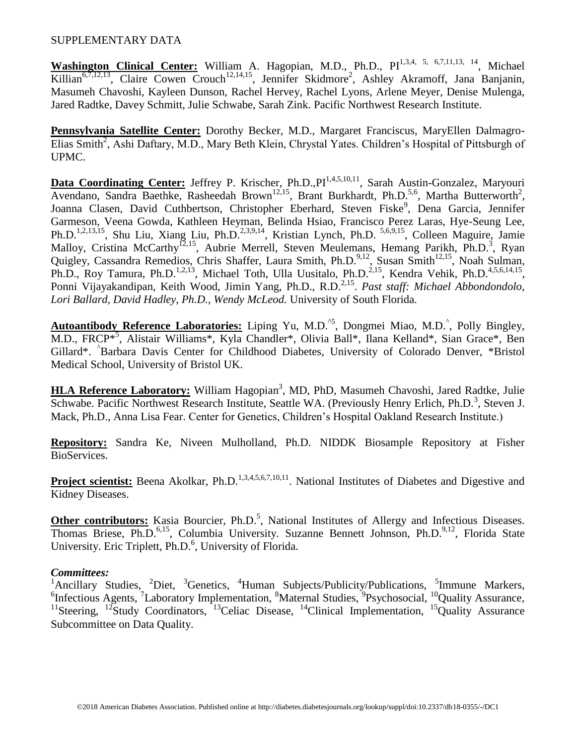SUPPLEMENTARY DATA

**Washington Clinical Center:** William A. Hagopian, M.D., Ph.D., PI[1,3,4, 5, 6,7,11,13, 14], Michael Killian[6,7,12,13], Claire Cowen Crouch[12,14,15], Jennifer Skidmore[2], Ashley Akramoff, Jana Banjanin, Masumeh Chavoshi, Kayleen Dunson, Rachel Hervey, Rachel Lyons, Arlene Meyer, Denise Mulenga, Jared Radtke, Davey Schmitt, Julie Schwabe, Sarah Zink. Pacific Northwest Research Institute.

**Pennsylvania Satellite Center:** Dorothy Becker, M.D., Margaret Franciscus, MaryEllen Dalmagro-Elias Smith[2], Ashi Daftary, M.D., Mary Beth Klein, Chrystal Yates. Children's Hospital of Pittsburgh of UPMC.

**Data Coordinating Center:** Jeffrey P. Krischer, Ph.D.,PI[1,4,5,10,11], Sarah Austin-Gonzalez, Maryouri Avendano, Sandra Baethke, Rasheedah Brown[12,15], Brant Burkhardt, Ph.D.[5,6], Martha Butterworth[2], Joanna Clasen, David Cuthbertson, Christopher Eberhard, Steven Fiske[9], Dena Garcia, Jennifer Garmeson, Veena Gowda, Kathleen Heyman, Belinda Hsiao, Francisco Perez Laras, Hye-Seung Lee, Ph.D.[1,2,13,15], Shu Liu, Xiang Liu, Ph.D.[2,3,9,14], Kristian Lynch, Ph.D. [5,6,9,15], Colleen Maguire, Jamie Malloy, Cristina McCarthy[12,15], Aubrie Merrell, Steven Meulemans, Hemang Parikh, Ph.D.[3], Ryan Quigley, Cassandra Remedios, Chris Shaffer, Laura Smith, Ph.D.[9,12], Susan Smith[12,15], Noah Sulman, Ph.D., Roy Tamura, Ph.D.[1,2,13], Michael Toth, Ulla Uusitalo, Ph.D.[2,15], Kendra Vehik, Ph.D.[4,5,6,14,15], Ponni Vijayakandipan, Keith Wood, Jimin Yang, Ph.D., R.D.[2,15]. *Past staff: Michael Abbondondolo, Lori Ballard, David Hadley, Ph.D., Wendy McLeod.* University of South Florida.

**Autoantibody Reference Laboratories:** Liping Yu, M.D.[^5], Dongmei Miao, M.D.[^], Polly Bingley, M.D., FRCP*[5], Alistair Williams*, Kyla Chandler*, Olivia Ball*, Ilana Kelland*, Sian Grace*, Ben Gillard*. [^]Barbara Davis Center for Childhood Diabetes, University of Colorado Denver, *Bristol Medical School, University of Bristol UK.

**HLA Reference Laboratory:** William Hagopian[3], MD, PhD, Masumeh Chavoshi, Jared Radtke, Julie Schwabe. Pacific Northwest Research Institute, Seattle WA. (Previously Henry Erlich, Ph.D.[3], Steven J. Mack, Ph.D., Anna Lisa Fear. Center for Genetics, Children's Hospital Oakland Research Institute.)

**Repository:** Sandra Ke, Niveen Mulholland, Ph.D. NIDDK Biosample Repository at Fisher BioServices.

**Project scientist:** Beena Akolkar, Ph.D.[1,3,4,5,6,7,10,11]. National Institutes of Diabetes and Digestive and Kidney Diseases.

**Other contributors:** Kasia Bourcier, Ph.D.[5], National Institutes of Allergy and Infectious Diseases. Thomas Briese, Ph.D.[6,15], Columbia University. Suzanne Bennett Johnson, Ph.D.[9,12], Florida State University. Eric Triplett, Ph.D.[6], University of Florida.

***Committees:***

[1]Ancillary Studies, [2]Diet, [3]Genetics, [4]Human Subjects/Publicity/Publications, [5]Immune Markers, [6]Infectious Agents, [7]Laboratory Implementation, [8]Maternal Studies, [9]Psychosocial, [10]Quality Assurance, [11]Steering, [12]Study Coordinators, [13]Celiac Disease, [14]Clinical Implementation, [15]Quality Assurance Subcommittee on Data Quality.